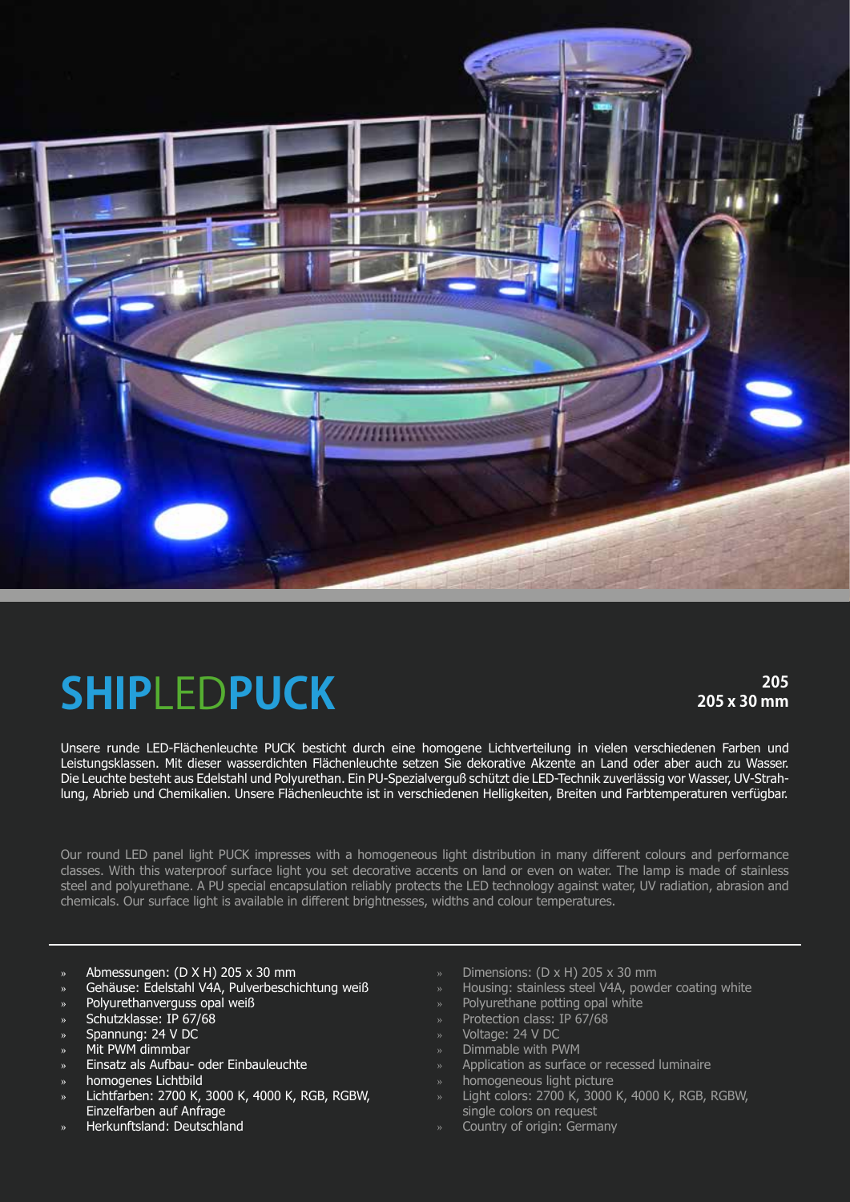# SHIPLEDPUCK

**205**
**205 x 30 mm**

Unsere runde LED-Flächenleuchte PUCK besticht durch eine homogene Lichtverteilung in vielen verschiedenen Farben und Leistungsklassen. Mit dieser wasserdichten Flächenleuchte setzen Sie dekorative Akzente an Land oder aber auch zu Wasser. Die Leuchte besteht aus Edelstahl und Polyurethan. Ein PU-Spezialverguß schützt die LED-Technik zuverlässig vor Wasser, UV-Strahlung, Abrieb und Chemikalien. Unsere Flächenleuchte ist in verschiedenen Helligkeiten, Breiten und Farbtemperaturen verfügbar.

Our round LED panel light PUCK impresses with a homogeneous light distribution in many different colours and performance classes. With this waterproof surface light you set decorative accents on land or even on water. The lamp is made of stainless steel and polyurethane. A PU special encapsulation reliably protects the LED technology against water, UV radiation, abrasion and chemicals. Our surface light is available in different brightnesses, widths and colour temperatures.

- Abmessungen: (D X H) 205 x 30 mm
- Gehäuse: Edelstahl V4A, Pulverbeschichtung weiß
- Polyurethanverguss opal weiß
- Schutzklasse: IP 67/68
- Spannung: 24 V DC
- Mit PWM dimmbar
- Einsatz als Aufbau- oder Einbauleuchte
- homogenes Lichtbild
- Lichtfarben: 2700 K, 3000 K, 4000 K, RGB, RGBW, Einzelfarben auf Anfrage
- Herkunftsland: Deutschland

- Dimensions: (D x H) 205 x 30 mm
- Housing: stainless steel V4A, powder coating white
- Polyurethane potting opal white
- Protection class: IP 67/68
- Voltage: 24 V DC
- Dimmable with PWM
- Application as surface or recessed luminaire
- homogeneous light picture
- Light colors: 2700 K, 3000 K, 4000 K, RGB, RGBW, single colors on request
- Country of origin: Germany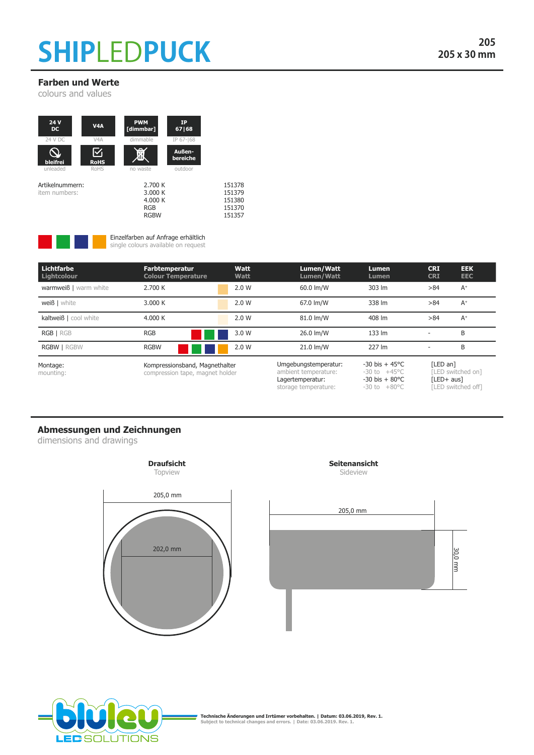# SHIPLEDPUCK

**205**
**205 x 30 mm**

## Farben und Werte
colours and values

| 24 V DC | V4A | PWM [dimmbar] | IP 67\|68 |
|---|---|---|---|
| 24 V DC | V4A | dimmable | IP 67\|68 |
| bleifrei | RoHS | | Außen-bereiche |
| unleaded | RoHS | no waste | outdoor |

| Artikelnummern: / item numbers: | | |
|---|---|---|
| | 2.700 K | 151378 |
| | 3.000 K | 151379 |
| | 4.000 K | 151380 |
| | RGB | 151370 |
| | RGBW | 151357 |

Einzelfarben auf Anfrage erhältlich
single colours available on request

| Lichtfarbe / Lightcolour | Farbtemperatur / Colour Temperature | Watt / Watt | Lumen/Watt / Lumen/Watt | Lumen / Lumen | CRI / CRI | EEK / EEC |
|---|---|---|---|---|---|---|
| warmweiß \| warm white | 2.700 K | 2.0 W | 60.0 lm/W | 303 lm | >84 | A+ |
| weiß \| white | 3.000 K | 2.0 W | 67.0 lm/W | 338 lm | >84 | A+ |
| kaltweiß \| cool white | 4.000 K | 2.0 W | 81.0 lm/W | 408 lm | >84 | A+ |
| RGB \| RGB | RGB | 3.0 W | 26.0 lm/W | 133 lm | - | B |
| RGBW \| RGBW | RGBW | 2.0 W | 21.0 lm/W | 227 lm | - | B |

Montage: Kompressionsband, Magnethalter
mounting: compression tape, magnet holder

Umgebungstemperatur: -30 bis + 45°C [LED an]
ambient temperature: -30 to +45°C [LED switched on]
Lagertemperatur: -30 bis + 80°C [LED+ aus]
storage temperature: -30 to +80°C [LED switched off]

## Abmessungen und Zeichnungen
dimensions and drawings

**Draufsicht**
Topview

205,0 mm
202,0 mm

**Seitenansicht**
Sideview

205,0 mm
30,0 mm

**Technische Änderungen und Irrtümer vorbehalten. | Datum: 03.06.2019, Rev. 1.**
**Subject to technical changes and errors. | Date: 03.06.2019. Rev. 1.**